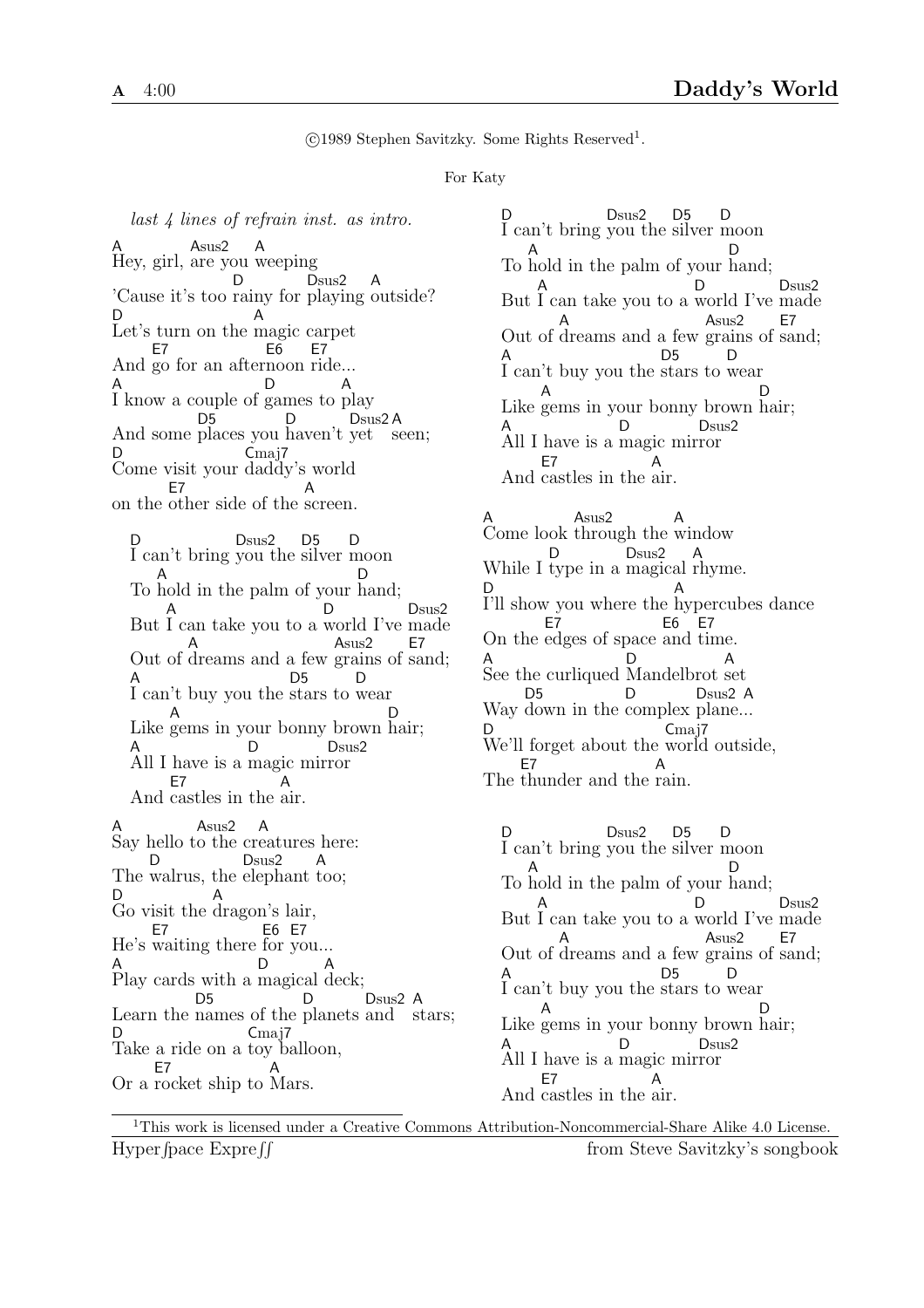# Daddy's World

A 4:00

©1989 Stephen Savitzky. Some Rights Reserved[1].

For Katy

*last 4 lines of refrain inst. as intro.*

```
A          Asus2    A
Hey, girl, are you weeping
                      D           Dsus2    A
'Cause it's too rainy for playing outside?
D                    A
Let's turn on the magic carpet
      E7                   E6    E7
And go for an afternoon ride...
A                        D          A
I know a couple of games to play
             D5              D       Dsus2 A
And some places you haven't yet    seen;
D                      Cmaj7
Come visit your daddy's world
         E7                  A
on the other side of the screen.

   D              Dsus2     D5      D
   I can't bring you the silver moon
      A                            D
   To hold in the palm of your hand;
       A                      D             Dsus2
   But I can take you to a world I've made
          A                     Asus2       E7
   Out of dreams and a few grains of sand;
   A                     D5        D
   I can't buy you the stars to wear
          A                               D
   Like gems in your bonny brown hair;
   A                 D          Dsus2
   All I have is a magic mirror
         E7               A
   And castles in the air.

A             Asus2    A
Say hello to the creatures here:
      D              Dsus2      A
The walrus, the elephant too;
D                 A
Go visit the dragon's lair,
       E7                 E6  E7
He's waiting there for you...
A                        D         A
Play cards with a magical deck;
               D5                D         Dsus2  A
Learn the names of the planets and    stars;
D                       Cmaj7
Take a ride on a toy balloon,
       E7                  A
Or a rocket ship to Mars.

   D              Dsus2     D5      D
   I can't bring you the silver moon
      A                            D
   To hold in the palm of your hand;
       A                      D             Dsus2
   But I can take you to a world I've made
          A                     Asus2       E7
   Out of dreams and a few grains of sand;
   A                     D5        D
   I can't buy you the stars to wear
          A                               D
   Like gems in your bonny brown hair;
   A                 D          Dsus2
   All I have is a magic mirror
         E7               A
   And castles in the air.

A              Asus2          A
Come look through the window
         D          Dsus2     A
While I type in a magical rhyme.
D                              A
I'll show you where the hypercubes dance
        E7                  E6   E7
On the edges of space and time.
A                        D           A
See the curliqued Mandelbrot set
       D5              D        Dsus2  A
Way down in the complex plane...
D                              Cmaj7
We'll forget about the world outside,
      E7                    A
The thunder and the rain.

   D              Dsus2     D5      D
   I can't bring you the silver moon
      A                            D
   To hold in the palm of your hand;
       A                      D             Dsus2
   But I can take you to a world I've made
          A                     Asus2       E7
   Out of dreams and a few grains of sand;
   A                     D5        D
   I can't buy you the stars to wear
          A                               D
   Like gems in your bonny brown hair;
   A                 D          Dsus2
   All I have is a magic mirror
         E7               A
   And castles in the air.
```

[1] This work is licensed under a Creative Commons Attribution-Noncommercial-Share Alike 4.0 License.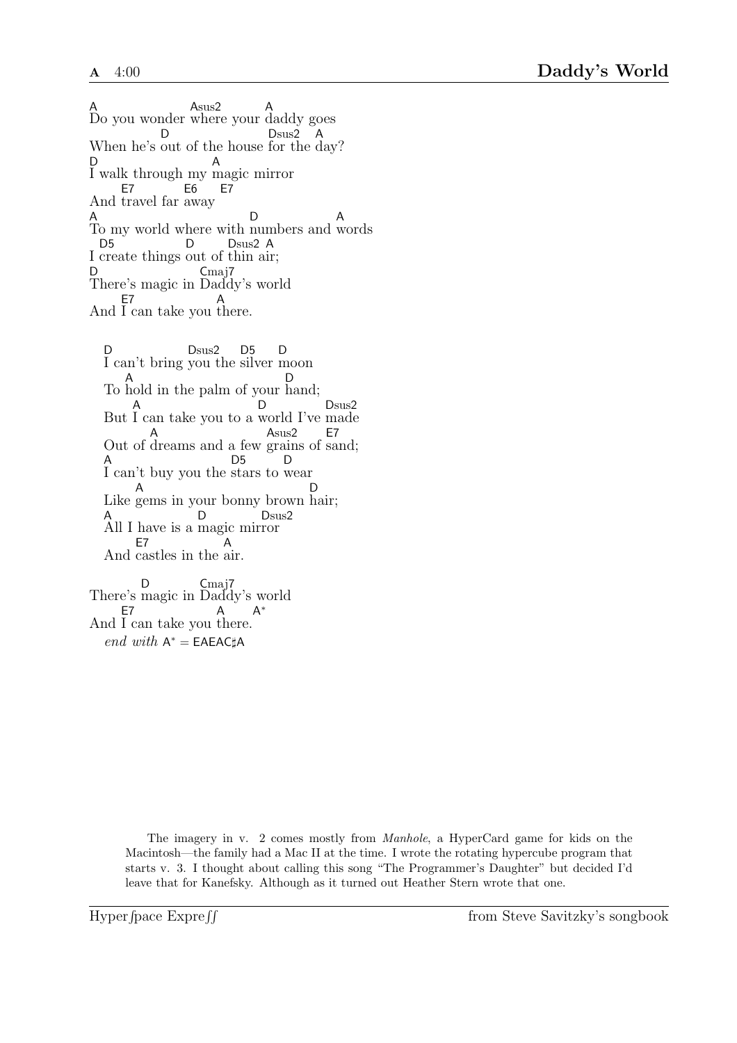**A** 4:00

# Daddy's World

```
A                Asus2        A
Do you wonder where your daddy goes
            D                 Dsus2   A
When he's out of the house for the day?
D                      A
I walk through my magic mirror
     E7          E6     E7
And travel far away
A                              D              A
To my world where with numbers and words
  D5              D        Dsus2  A
I create things out of thin air;
D                    Cmaj7
There's magic in Daddy's world
     E7                  A
And I can take you there.


   D               Dsus2     D5      D
   I can't bring you the silver moon
       A                              D
   To hold in the palm of your hand;
        A                           D          Dsus2
   But I can take you to a world I've made
          A                        Asus2     E7
   Out of dreams and a few grains of sand;
   A                          D5        D
   I can't buy you the stars to wear
         A                                  D
   Like gems in your bonny brown hair;
   A                D            Dsus2
   All I have is a magic mirror
        E7                A
   And castles in the air.

        D            Cmaj7
There's magic in Daddy's world
     E7                  A       A*
And I can take you there.
```

*end with* A* = EAEAC♯A

The imagery in v. 2 comes mostly from *Manhole*, a HyperCard game for kids on the Macintosh—the family had a Mac II at the time. I wrote the rotating hypercube program that starts v. 3. I thought about calling this song "The Programmer's Daughter" but decided I'd leave that for Kanefsky. Although as it turned out Heather Stern wrote that one.